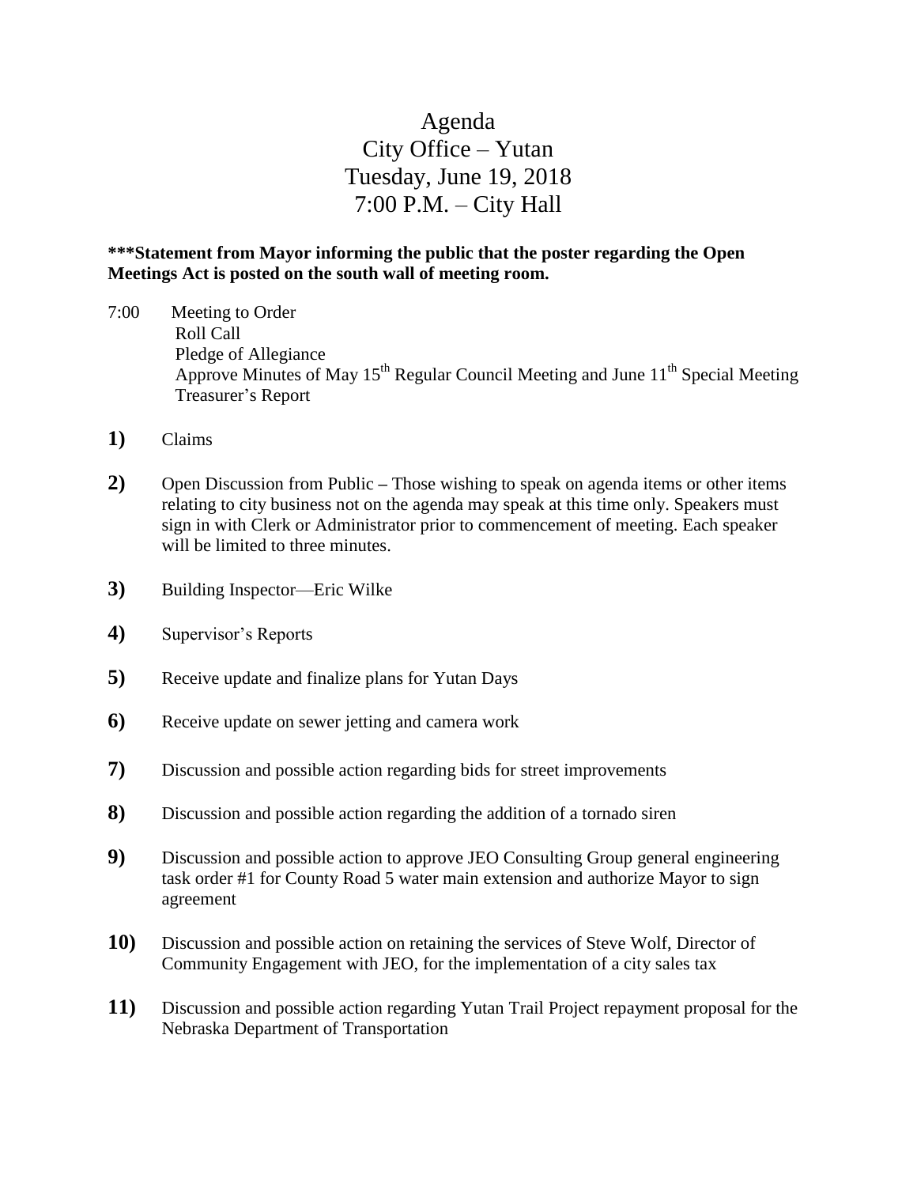# Agenda
## City Office – Yutan
## Tuesday, June 19, 2018
## 7:00 P.M. – City Hall

**\*\*\*Statement from Mayor informing the public that the poster regarding the Open Meetings Act is posted on the south wall of meeting room.**

7:00 Meeting to Order
Roll Call
Pledge of Allegiance
Approve Minutes of May 15th Regular Council Meeting and June 11th Special Meeting
Treasurer's Report

**1)** Claims

**2)** Open Discussion from Public **–** Those wishing to speak on agenda items or other items relating to city business not on the agenda may speak at this time only. Speakers must sign in with Clerk or Administrator prior to commencement of meeting. Each speaker will be limited to three minutes.

**3)** Building Inspector—Eric Wilke

**4)** Supervisor's Reports

**5)** Receive update and finalize plans for Yutan Days

**6)** Receive update on sewer jetting and camera work

**7)** Discussion and possible action regarding bids for street improvements

**8)** Discussion and possible action regarding the addition of a tornado siren

**9)** Discussion and possible action to approve JEO Consulting Group general engineering task order #1 for County Road 5 water main extension and authorize Mayor to sign agreement

**10)** Discussion and possible action on retaining the services of Steve Wolf, Director of Community Engagement with JEO, for the implementation of a city sales tax

**11)** Discussion and possible action regarding Yutan Trail Project repayment proposal for the Nebraska Department of Transportation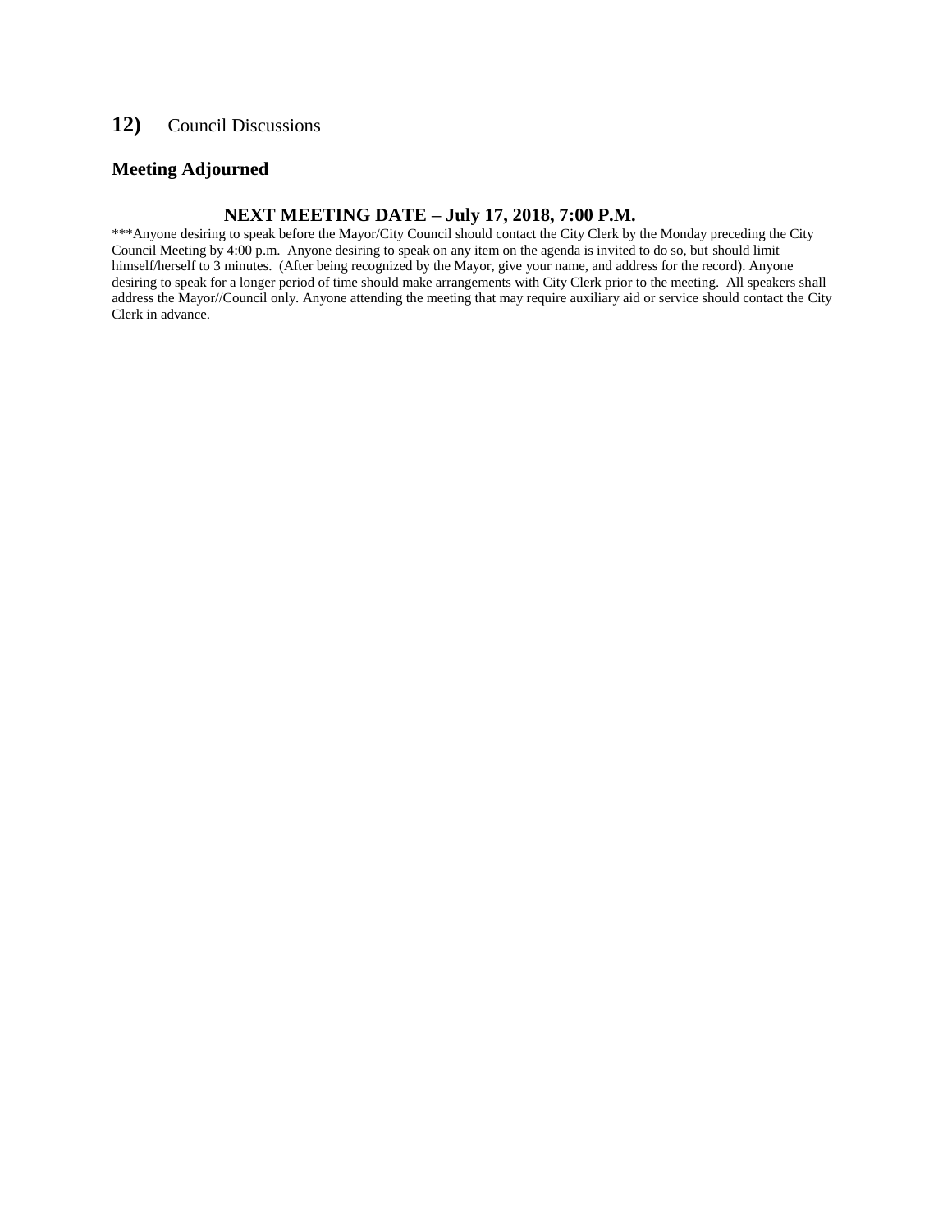**12)** Council Discussions

**Meeting Adjourned**

**NEXT MEETING DATE – July 17, 2018, 7:00 P.M.**

***Anyone desiring to speak before the Mayor/City Council should contact the City Clerk by the Monday preceding the City Council Meeting by 4:00 p.m. Anyone desiring to speak on any item on the agenda is invited to do so, but should limit himself/herself to 3 minutes. (After being recognized by the Mayor, give your name, and address for the record). Anyone desiring to speak for a longer period of time should make arrangements with City Clerk prior to the meeting. All speakers shall address the Mayor//Council only. Anyone attending the meeting that may require auxiliary aid or service should contact the City Clerk in advance.